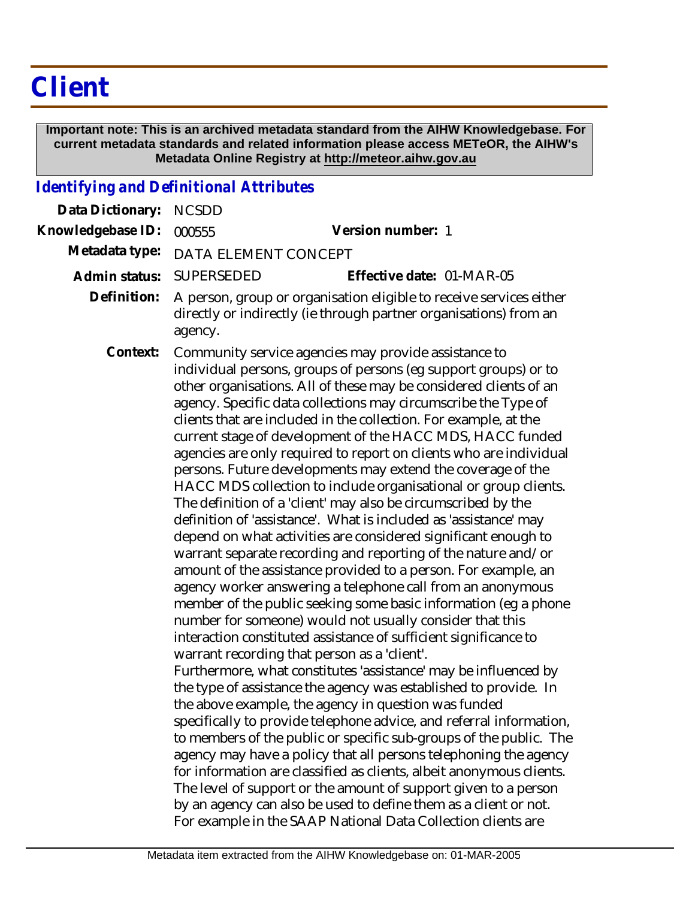# Client

**Important note: This is an archived metadata standard from the AIHW Knowledgebase. For current metadata standards and related information please access METeOR, the AIHW's Metadata Online Registry at http://meteor.aihw.gov.au**

## *Identifying and Definitional Attributes*

**Data Dictionary:** NCSDD

**Knowledgebase ID:** 000555 **Version number:** 1

**Metadata type:** DATA ELEMENT CONCEPT

**Admin status:** SUPERSEDED **Effective date:** 01-MAR-05

**Definition:** A person, group or organisation eligible to receive services either directly or indirectly (ie through partner organisations) from an agency.

**Context:** Community service agencies may provide assistance to individual persons, groups of persons (eg support groups) or to other organisations. All of these may be considered clients of an agency. Specific data collections may circumscribe the Type of clients that are included in the collection. For example, at the current stage of development of the HACC MDS, HACC funded agencies are only required to report on clients who are individual persons. Future developments may extend the coverage of the HACC MDS collection to include organisational or group clients. The definition of a 'client' may also be circumscribed by the definition of 'assistance'. What is included as 'assistance' may depend on what activities are considered significant enough to warrant separate recording and reporting of the nature and/or amount of the assistance provided to a person. For example, an agency worker answering a telephone call from an anonymous member of the public seeking some basic information (eg a phone number for someone) would not usually consider that this interaction constituted assistance of sufficient significance to warrant recording that person as a 'client'.
Furthermore, what constitutes 'assistance' may be influenced by the type of assistance the agency was established to provide. In the above example, the agency in question was funded specifically to provide telephone advice, and referral information, to members of the public or specific sub-groups of the public. The agency may have a policy that all persons telephoning the agency for information are classified as clients, albeit anonymous clients. The level of support or the amount of support given to a person by an agency can also be used to define them as a client or not. For example in the SAAP National Data Collection clients are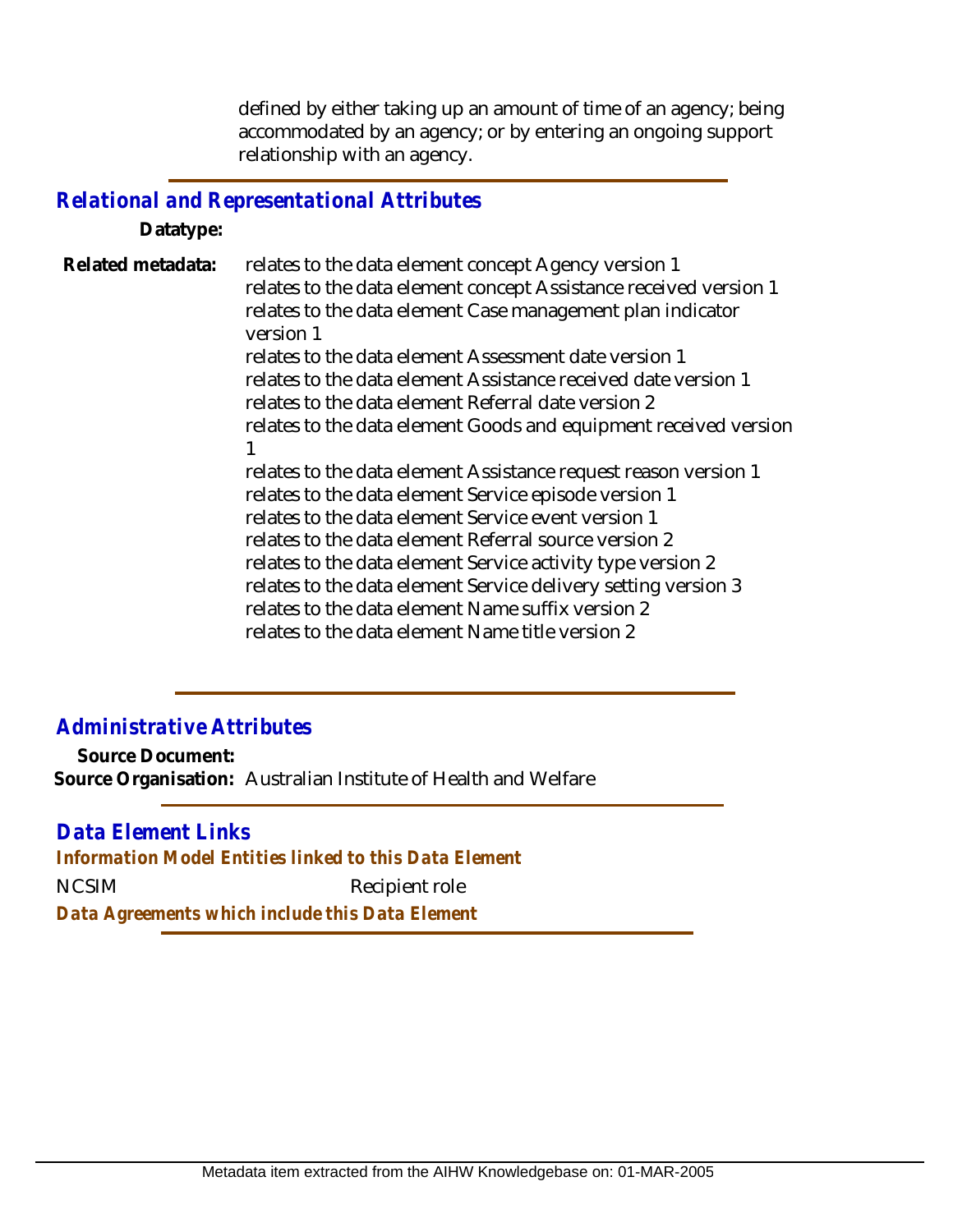defined by either taking up an amount of time of an agency; being accommodated by an agency; or by entering an ongoing support relationship with an agency.

## Relational and Representational Attributes

**Datatype:**

**Related metadata:**

relates to the data element concept Agency version 1
relates to the data element concept Assistance received version 1
relates to the data element Case management plan indicator version 1
relates to the data element Assessment date version 1
relates to the data element Assistance received date version 1
relates to the data element Referral date version 2
relates to the data element Goods and equipment received version 1
relates to the data element Assistance request reason version 1
relates to the data element Service episode version 1
relates to the data element Service event version 1
relates to the data element Referral source version 2
relates to the data element Service activity type version 2
relates to the data element Service delivery setting version 3
relates to the data element Name suffix version 2
relates to the data element Name title version 2

## Administrative Attributes

**Source Document:**

**Source Organisation:** Australian Institute of Health and Welfare

## Data Element Links

### Information Model Entities linked to this Data Element

NCSIM     Recipient role

### Data Agreements which include this Data Element

Metadata item extracted from the AIHW Knowledgebase on: 01-MAR-2005